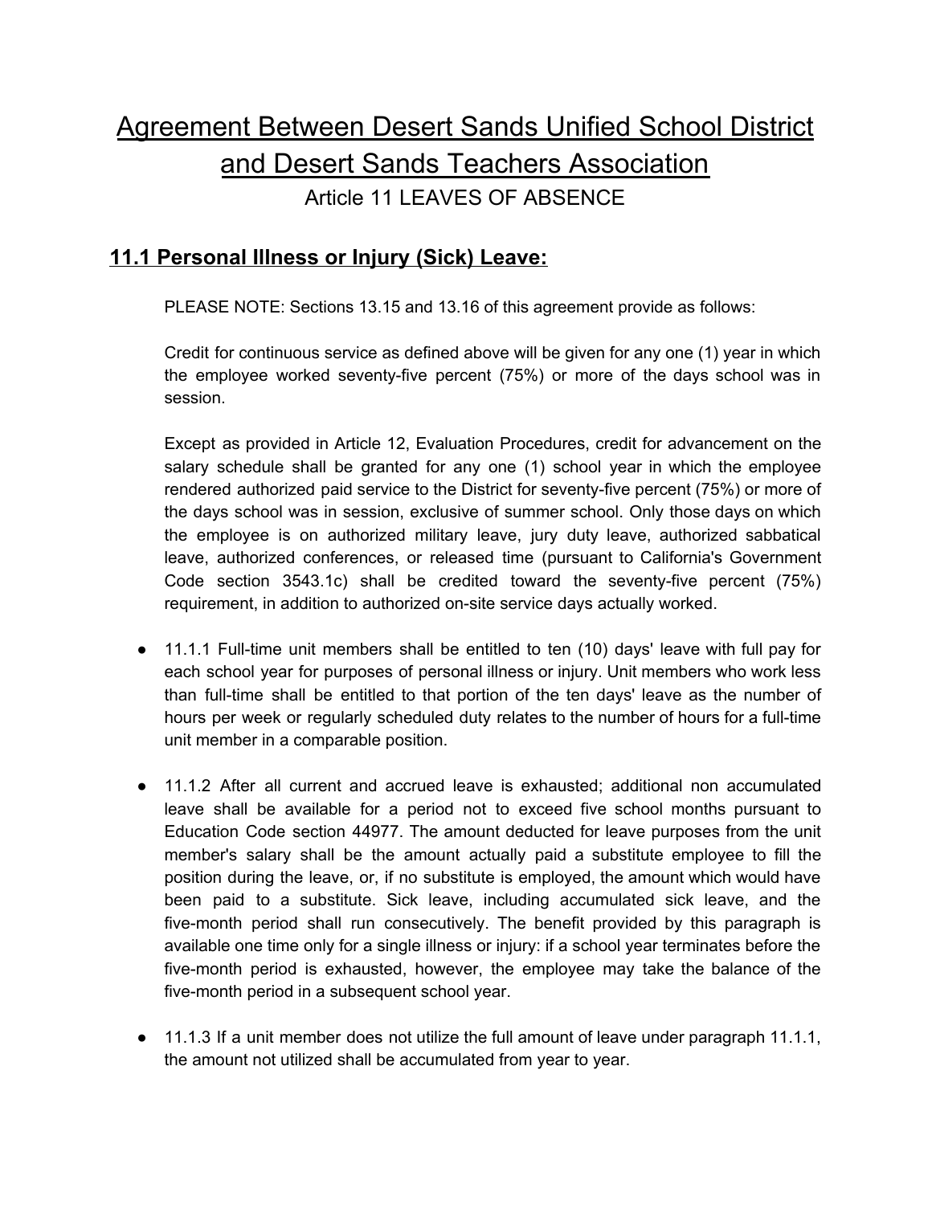# Agreement Between Desert Sands Unified School District and Desert Sands Teachers Association

Article 11 LEAVES OF ABSENCE

## 11.1 Personal Illness or Injury (Sick) Leave:

PLEASE NOTE: Sections 13.15 and 13.16 of this agreement provide as follows:

Credit for continuous service as defined above will be given for any one (1) year in which the employee worked seventy-five percent (75%) or more of the days school was in session.

Except as provided in Article 12, Evaluation Procedures, credit for advancement on the salary schedule shall be granted for any one (1) school year in which the employee rendered authorized paid service to the District for seventy-five percent (75%) or more of the days school was in session, exclusive of summer school. Only those days on which the employee is on authorized military leave, jury duty leave, authorized sabbatical leave, authorized conferences, or released time (pursuant to California's Government Code section 3543.1c) shall be credited toward the seventy-five percent (75%) requirement, in addition to authorized on-site service days actually worked.

- 11.1.1 Full-time unit members shall be entitled to ten (10) days' leave with full pay for each school year for purposes of personal illness or injury. Unit members who work less than full-time shall be entitled to that portion of the ten days' leave as the number of hours per week or regularly scheduled duty relates to the number of hours for a full-time unit member in a comparable position.

- 11.1.2 After all current and accrued leave is exhausted; additional non accumulated leave shall be available for a period not to exceed five school months pursuant to Education Code section 44977. The amount deducted for leave purposes from the unit member's salary shall be the amount actually paid a substitute employee to fill the position during the leave, or, if no substitute is employed, the amount which would have been paid to a substitute. Sick leave, including accumulated sick leave, and the five-month period shall run consecutively. The benefit provided by this paragraph is available one time only for a single illness or injury: if a school year terminates before the five-month period is exhausted, however, the employee may take the balance of the five-month period in a subsequent school year.

- 11.1.3 If a unit member does not utilize the full amount of leave under paragraph 11.1.1, the amount not utilized shall be accumulated from year to year.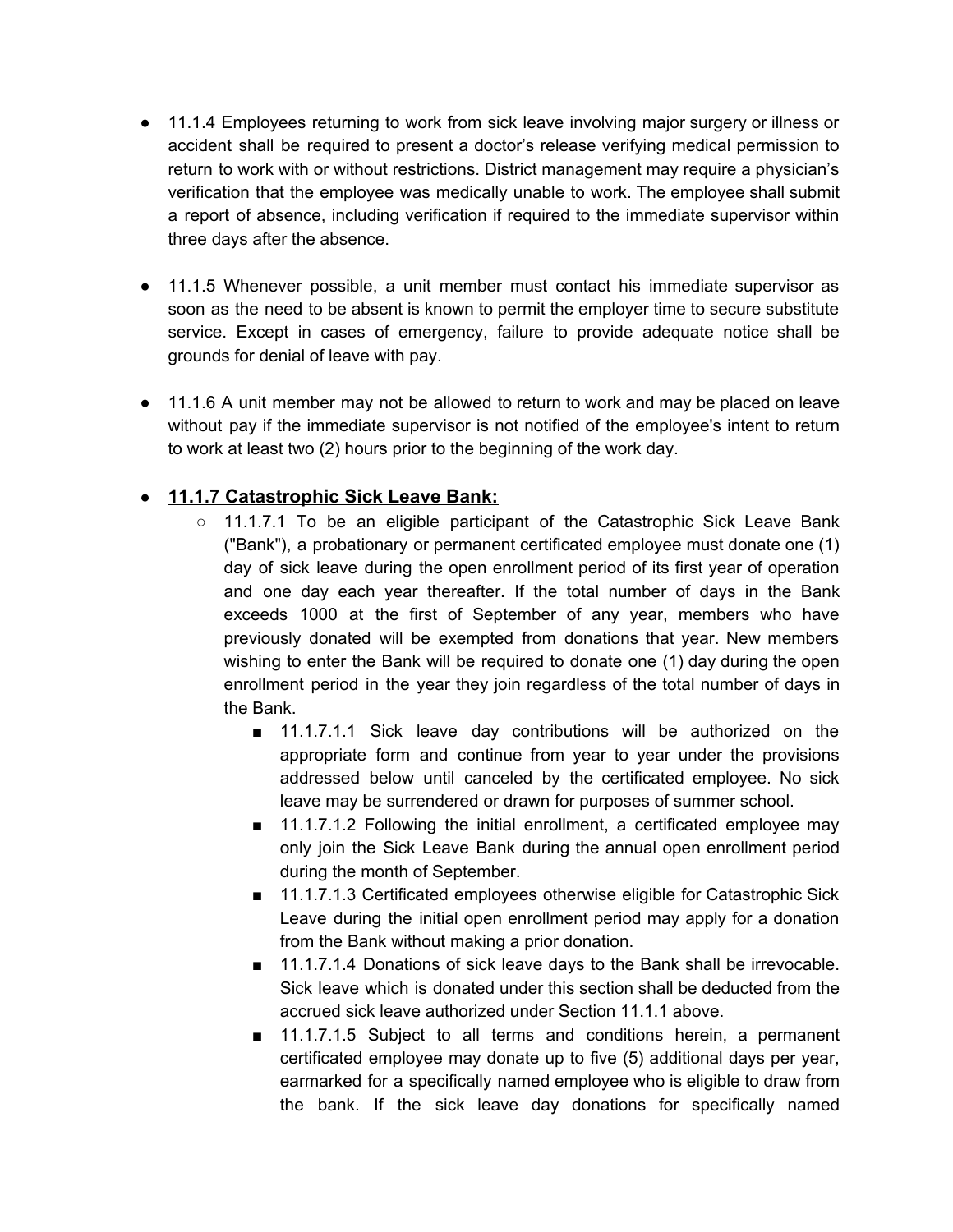- 11.1.4 Employees returning to work from sick leave involving major surgery or illness or accident shall be required to present a doctor's release verifying medical permission to return to work with or without restrictions. District management may require a physician's verification that the employee was medically unable to work. The employee shall submit a report of absence, including verification if required to the immediate supervisor within three days after the absence.

- 11.1.5 Whenever possible, a unit member must contact his immediate supervisor as soon as the need to be absent is known to permit the employer time to secure substitute service. Except in cases of emergency, failure to provide adequate notice shall be grounds for denial of leave with pay.

- 11.1.6 A unit member may not be allowed to return to work and may be placed on leave without pay if the immediate supervisor is not notified of the employee's intent to return to work at least two (2) hours prior to the beginning of the work day.

- **<u>11.1.7 Catastrophic Sick Leave Bank:</u>**
  - 11.1.7.1 To be an eligible participant of the Catastrophic Sick Leave Bank ("Bank"), a probationary or permanent certificated employee must donate one (1) day of sick leave during the open enrollment period of its first year of operation and one day each year thereafter. If the total number of days in the Bank exceeds 1000 at the first of September of any year, members who have previously donated will be exempted from donations that year. New members wishing to enter the Bank will be required to donate one (1) day during the open enrollment period in the year they join regardless of the total number of days in the Bank.
    - 11.1.7.1.1 Sick leave day contributions will be authorized on the appropriate form and continue from year to year under the provisions addressed below until canceled by the certificated employee. No sick leave may be surrendered or drawn for purposes of summer school.
    - 11.1.7.1.2 Following the initial enrollment, a certificated employee may only join the Sick Leave Bank during the annual open enrollment period during the month of September.
    - 11.1.7.1.3 Certificated employees otherwise eligible for Catastrophic Sick Leave during the initial open enrollment period may apply for a donation from the Bank without making a prior donation.
    - 11.1.7.1.4 Donations of sick leave days to the Bank shall be irrevocable. Sick leave which is donated under this section shall be deducted from the accrued sick leave authorized under Section 11.1.1 above.
    - 11.1.7.1.5 Subject to all terms and conditions herein, a permanent certificated employee may donate up to five (5) additional days per year, earmarked for a specifically named employee who is eligible to draw from the bank. If the sick leave day donations for specifically named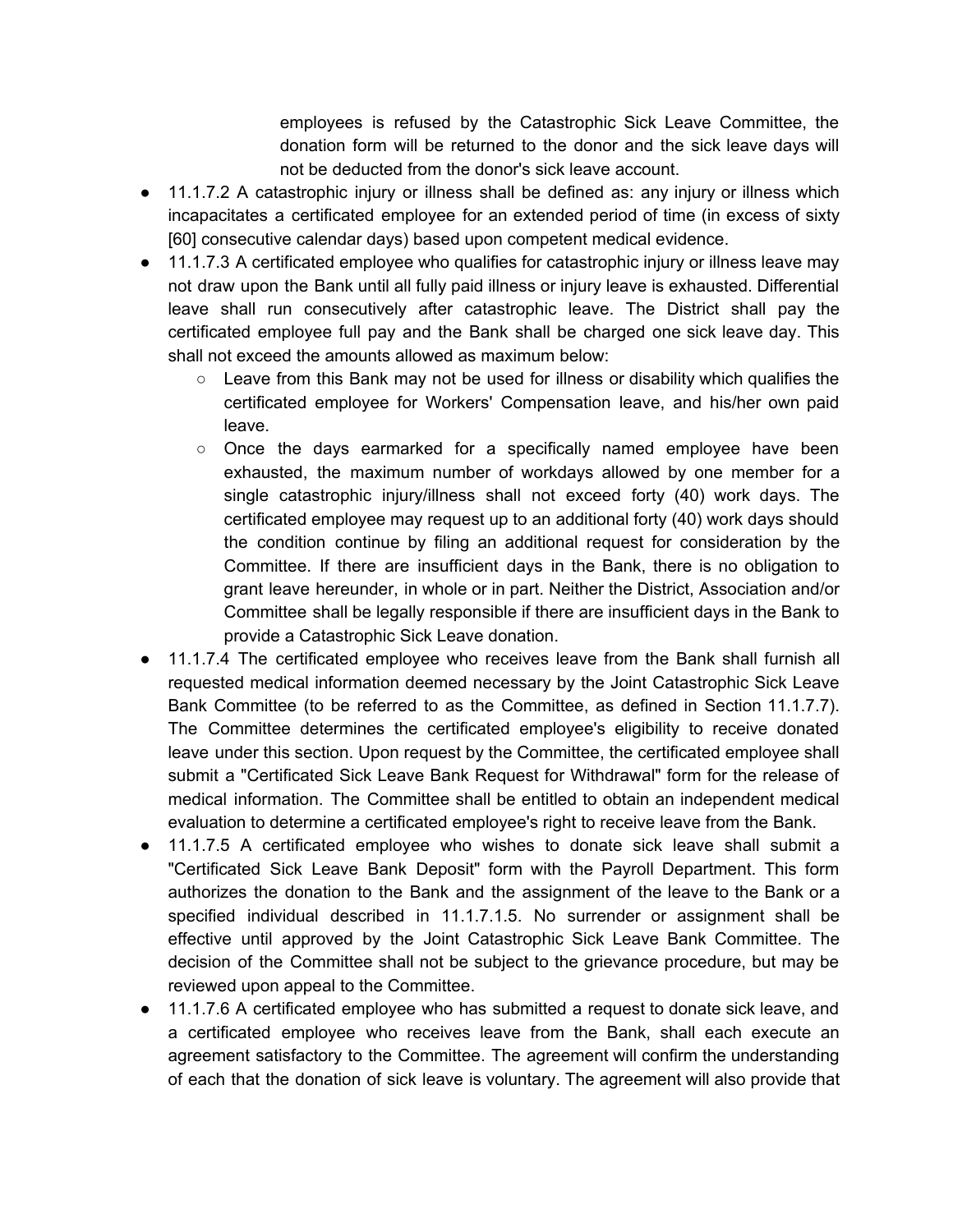employees is refused by the Catastrophic Sick Leave Committee, the donation form will be returned to the donor and the sick leave days will not be deducted from the donor's sick leave account.

- 11.1.7.2 A catastrophic injury or illness shall be defined as: any injury or illness which incapacitates a certificated employee for an extended period of time (in excess of sixty [60] consecutive calendar days) based upon competent medical evidence.
- 11.1.7.3 A certificated employee who qualifies for catastrophic injury or illness leave may not draw upon the Bank until all fully paid illness or injury leave is exhausted. Differential leave shall run consecutively after catastrophic leave. The District shall pay the certificated employee full pay and the Bank shall be charged one sick leave day. This shall not exceed the amounts allowed as maximum below:
    - Leave from this Bank may not be used for illness or disability which qualifies the certificated employee for Workers' Compensation leave, and his/her own paid leave.
    - Once the days earmarked for a specifically named employee have been exhausted, the maximum number of workdays allowed by one member for a single catastrophic injury/illness shall not exceed forty (40) work days. The certificated employee may request up to an additional forty (40) work days should the condition continue by filing an additional request for consideration by the Committee. If there are insufficient days in the Bank, there is no obligation to grant leave hereunder, in whole or in part. Neither the District, Association and/or Committee shall be legally responsible if there are insufficient days in the Bank to provide a Catastrophic Sick Leave donation.
- 11.1.7.4 The certificated employee who receives leave from the Bank shall furnish all requested medical information deemed necessary by the Joint Catastrophic Sick Leave Bank Committee (to be referred to as the Committee, as defined in Section 11.1.7.7). The Committee determines the certificated employee's eligibility to receive donated leave under this section. Upon request by the Committee, the certificated employee shall submit a "Certificated Sick Leave Bank Request for Withdrawal" form for the release of medical information. The Committee shall be entitled to obtain an independent medical evaluation to determine a certificated employee's right to receive leave from the Bank.
- 11.1.7.5 A certificated employee who wishes to donate sick leave shall submit a "Certificated Sick Leave Bank Deposit" form with the Payroll Department. This form authorizes the donation to the Bank and the assignment of the leave to the Bank or a specified individual described in 11.1.7.1.5. No surrender or assignment shall be effective until approved by the Joint Catastrophic Sick Leave Bank Committee. The decision of the Committee shall not be subject to the grievance procedure, but may be reviewed upon appeal to the Committee.
- 11.1.7.6 A certificated employee who has submitted a request to donate sick leave, and a certificated employee who receives leave from the Bank, shall each execute an agreement satisfactory to the Committee. The agreement will confirm the understanding of each that the donation of sick leave is voluntary. The agreement will also provide that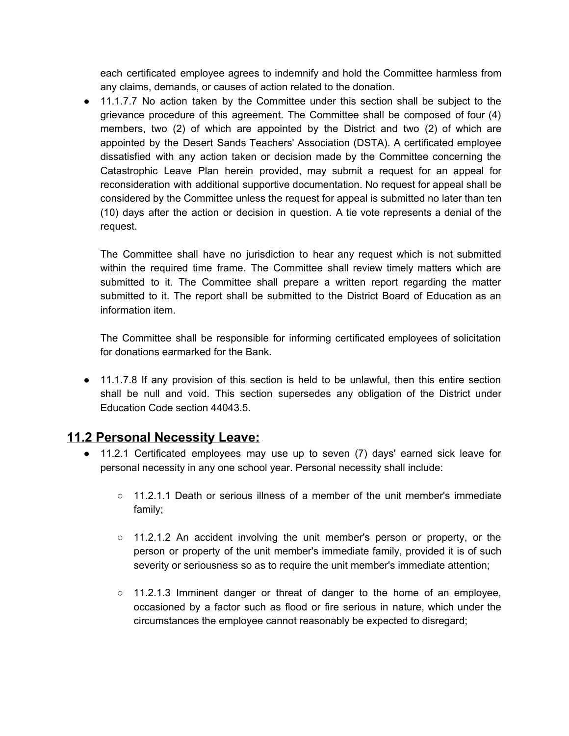each certificated employee agrees to indemnify and hold the Committee harmless from any claims, demands, or causes of action related to the donation.

- 11.1.7.7 No action taken by the Committee under this section shall be subject to the grievance procedure of this agreement. The Committee shall be composed of four (4) members, two (2) of which are appointed by the District and two (2) of which are appointed by the Desert Sands Teachers' Association (DSTA). A certificated employee dissatisfied with any action taken or decision made by the Committee concerning the Catastrophic Leave Plan herein provided, may submit a request for an appeal for reconsideration with additional supportive documentation. No request for appeal shall be considered by the Committee unless the request for appeal is submitted no later than ten (10) days after the action or decision in question. A tie vote represents a denial of the request.

  The Committee shall have no jurisdiction to hear any request which is not submitted within the required time frame. The Committee shall review timely matters which are submitted to it. The Committee shall prepare a written report regarding the matter submitted to it. The report shall be submitted to the District Board of Education as an information item.

  The Committee shall be responsible for informing certificated employees of solicitation for donations earmarked for the Bank.

- 11.1.7.8 If any provision of this section is held to be unlawful, then this entire section shall be null and void. This section supersedes any obligation of the District under Education Code section 44043.5.

## 11.2 Personal Necessity Leave:

- 11.2.1 Certificated employees may use up to seven (7) days' earned sick leave for personal necessity in any one school year. Personal necessity shall include:

  - 11.2.1.1 Death or serious illness of a member of the unit member's immediate family;

  - 11.2.1.2 An accident involving the unit member's person or property, or the person or property of the unit member's immediate family, provided it is of such severity or seriousness so as to require the unit member's immediate attention;

  - 11.2.1.3 Imminent danger or threat of danger to the home of an employee, occasioned by a factor such as flood or fire serious in nature, which under the circumstances the employee cannot reasonably be expected to disregard;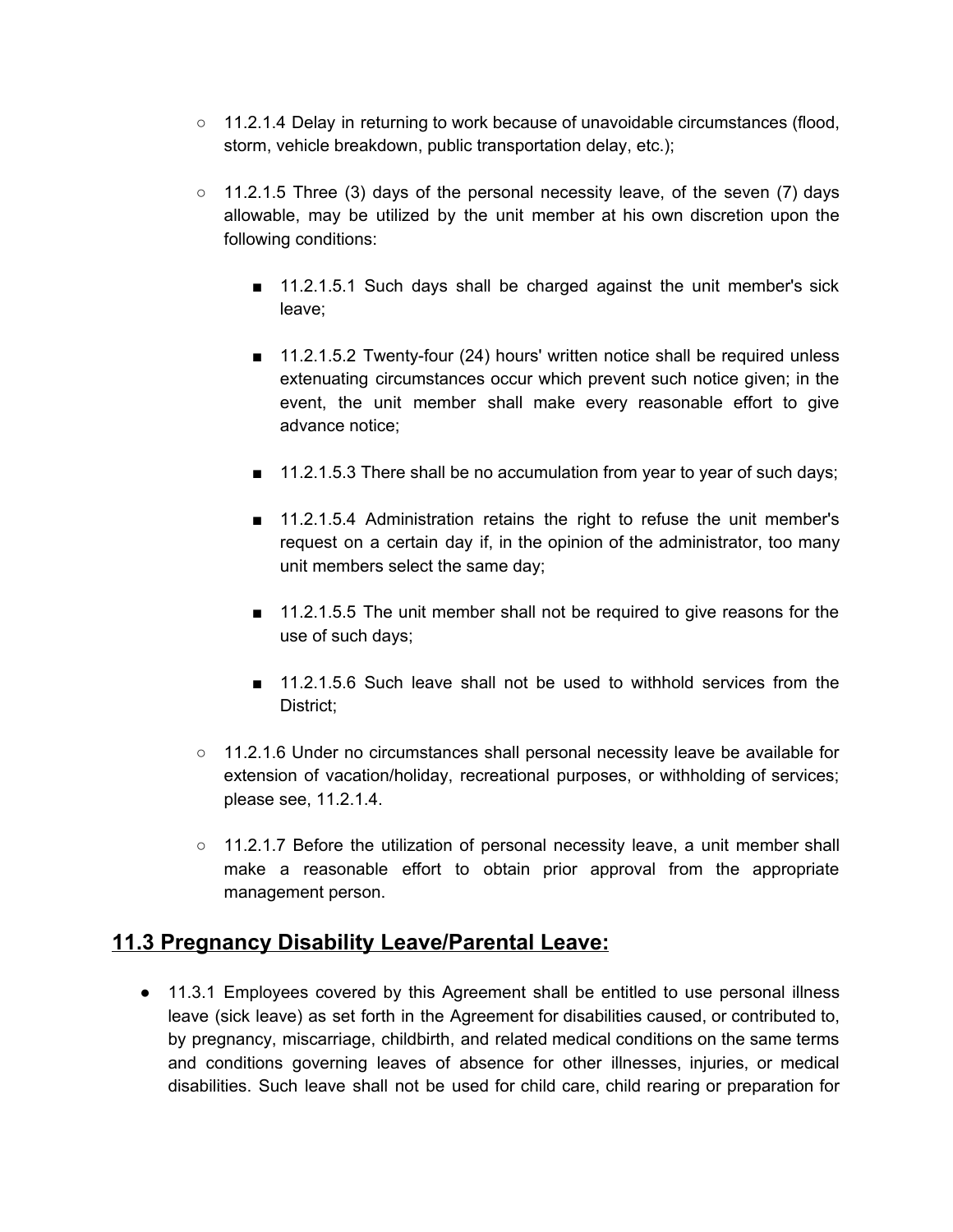- 11.2.1.4 Delay in returning to work because of unavoidable circumstances (flood, storm, vehicle breakdown, public transportation delay, etc.);
- 11.2.1.5 Three (3) days of the personal necessity leave, of the seven (7) days allowable, may be utilized by the unit member at his own discretion upon the following conditions:
  - 11.2.1.5.1 Such days shall be charged against the unit member's sick leave;
  - 11.2.1.5.2 Twenty-four (24) hours' written notice shall be required unless extenuating circumstances occur which prevent such notice given; in the event, the unit member shall make every reasonable effort to give advance notice;
  - 11.2.1.5.3 There shall be no accumulation from year to year of such days;
  - 11.2.1.5.4 Administration retains the right to refuse the unit member's request on a certain day if, in the opinion of the administrator, too many unit members select the same day;
  - 11.2.1.5.5 The unit member shall not be required to give reasons for the use of such days;
  - 11.2.1.5.6 Such leave shall not be used to withhold services from the District;
- 11.2.1.6 Under no circumstances shall personal necessity leave be available for extension of vacation/holiday, recreational purposes, or withholding of services; please see, 11.2.1.4.
- 11.2.1.7 Before the utilization of personal necessity leave, a unit member shall make a reasonable effort to obtain prior approval from the appropriate management person.

## 11.3 Pregnancy Disability Leave/Parental Leave:

- 11.3.1 Employees covered by this Agreement shall be entitled to use personal illness leave (sick leave) as set forth in the Agreement for disabilities caused, or contributed to, by pregnancy, miscarriage, childbirth, and related medical conditions on the same terms and conditions governing leaves of absence for other illnesses, injuries, or medical disabilities. Such leave shall not be used for child care, child rearing or preparation for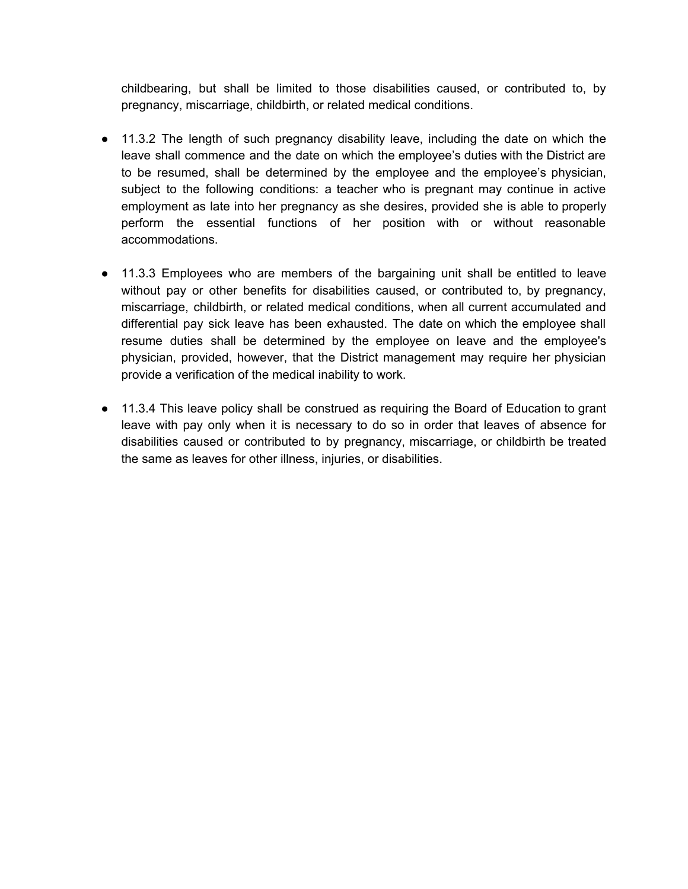childbearing, but shall be limited to those disabilities caused, or contributed to, by pregnancy, miscarriage, childbirth, or related medical conditions.

- 11.3.2 The length of such pregnancy disability leave, including the date on which the leave shall commence and the date on which the employee's duties with the District are to be resumed, shall be determined by the employee and the employee's physician, subject to the following conditions: a teacher who is pregnant may continue in active employment as late into her pregnancy as she desires, provided she is able to properly perform the essential functions of her position with or without reasonable accommodations.

- 11.3.3 Employees who are members of the bargaining unit shall be entitled to leave without pay or other benefits for disabilities caused, or contributed to, by pregnancy, miscarriage, childbirth, or related medical conditions, when all current accumulated and differential pay sick leave has been exhausted. The date on which the employee shall resume duties shall be determined by the employee on leave and the employee's physician, provided, however, that the District management may require her physician provide a verification of the medical inability to work.

- 11.3.4 This leave policy shall be construed as requiring the Board of Education to grant leave with pay only when it is necessary to do so in order that leaves of absence for disabilities caused or contributed to by pregnancy, miscarriage, or childbirth be treated the same as leaves for other illness, injuries, or disabilities.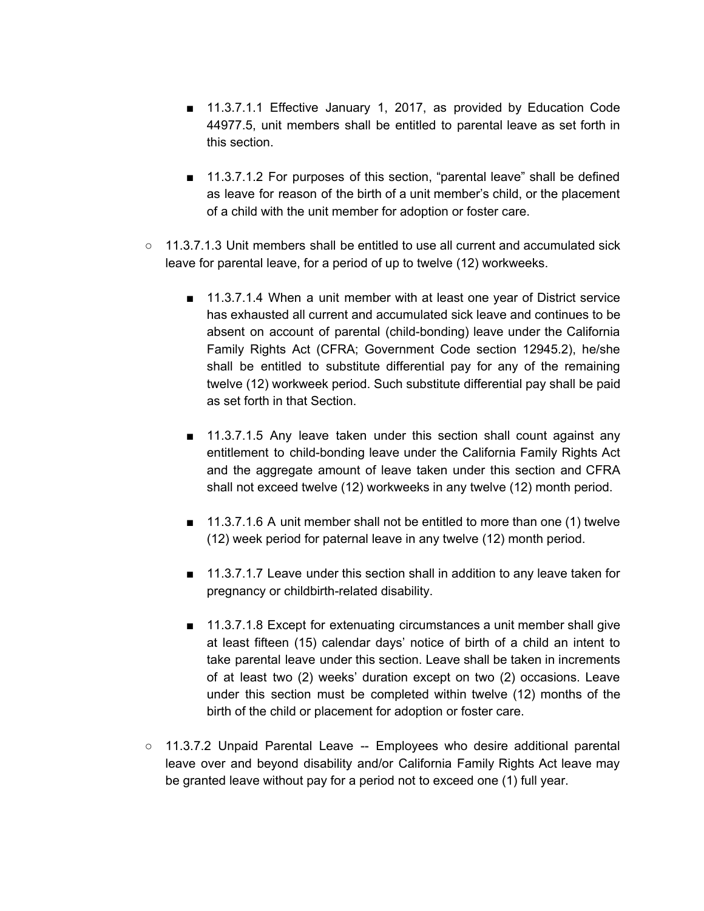- 11.3.7.1.1 Effective January 1, 2017, as provided by Education Code 44977.5, unit members shall be entitled to parental leave as set forth in this section.

- 11.3.7.1.2 For purposes of this section, "parental leave" shall be defined as leave for reason of the birth of a unit member's child, or the placement of a child with the unit member for adoption or foster care.

- 11.3.7.1.3 Unit members shall be entitled to use all current and accumulated sick leave for parental leave, for a period of up to twelve (12) workweeks.

  - 11.3.7.1.4 When a unit member with at least one year of District service has exhausted all current and accumulated sick leave and continues to be absent on account of parental (child-bonding) leave under the California Family Rights Act (CFRA; Government Code section 12945.2), he/she shall be entitled to substitute differential pay for any of the remaining twelve (12) workweek period. Such substitute differential pay shall be paid as set forth in that Section.

  - 11.3.7.1.5 Any leave taken under this section shall count against any entitlement to child-bonding leave under the California Family Rights Act and the aggregate amount of leave taken under this section and CFRA shall not exceed twelve (12) workweeks in any twelve (12) month period.

  - 11.3.7.1.6 A unit member shall not be entitled to more than one (1) twelve (12) week period for paternal leave in any twelve (12) month period.

  - 11.3.7.1.7 Leave under this section shall in addition to any leave taken for pregnancy or childbirth-related disability.

  - 11.3.7.1.8 Except for extenuating circumstances a unit member shall give at least fifteen (15) calendar days' notice of birth of a child an intent to take parental leave under this section. Leave shall be taken in increments of at least two (2) weeks' duration except on two (2) occasions. Leave under this section must be completed within twelve (12) months of the birth of the child or placement for adoption or foster care.

- 11.3.7.2 Unpaid Parental Leave -- Employees who desire additional parental leave over and beyond disability and/or California Family Rights Act leave may be granted leave without pay for a period not to exceed one (1) full year.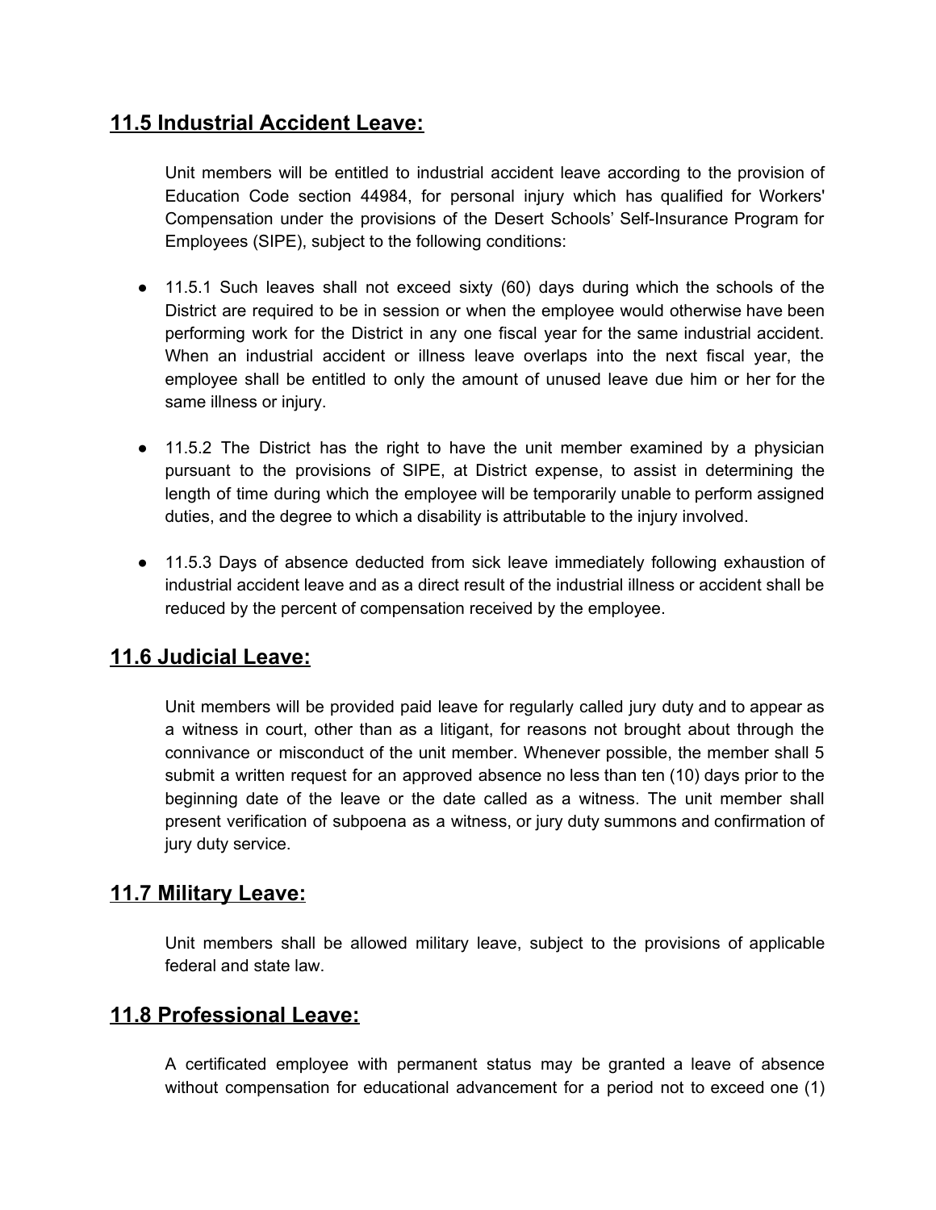## 11.5 Industrial Accident Leave:

Unit members will be entitled to industrial accident leave according to the provision of Education Code section 44984, for personal injury which has qualified for Workers' Compensation under the provisions of the Desert Schools' Self-Insurance Program for Employees (SIPE), subject to the following conditions:

- 11.5.1 Such leaves shall not exceed sixty (60) days during which the schools of the District are required to be in session or when the employee would otherwise have been performing work for the District in any one fiscal year for the same industrial accident. When an industrial accident or illness leave overlaps into the next fiscal year, the employee shall be entitled to only the amount of unused leave due him or her for the same illness or injury.
- 11.5.2 The District has the right to have the unit member examined by a physician pursuant to the provisions of SIPE, at District expense, to assist in determining the length of time during which the employee will be temporarily unable to perform assigned duties, and the degree to which a disability is attributable to the injury involved.
- 11.5.3 Days of absence deducted from sick leave immediately following exhaustion of industrial accident leave and as a direct result of the industrial illness or accident shall be reduced by the percent of compensation received by the employee.

## 11.6 Judicial Leave:

Unit members will be provided paid leave for regularly called jury duty and to appear as a witness in court, other than as a litigant, for reasons not brought about through the connivance or misconduct of the unit member. Whenever possible, the member shall 5 submit a written request for an approved absence no less than ten (10) days prior to the beginning date of the leave or the date called as a witness. The unit member shall present verification of subpoena as a witness, or jury duty summons and confirmation of jury duty service.

## 11.7 Military Leave:

Unit members shall be allowed military leave, subject to the provisions of applicable federal and state law.

## 11.8 Professional Leave:

A certificated employee with permanent status may be granted a leave of absence without compensation for educational advancement for a period not to exceed one (1)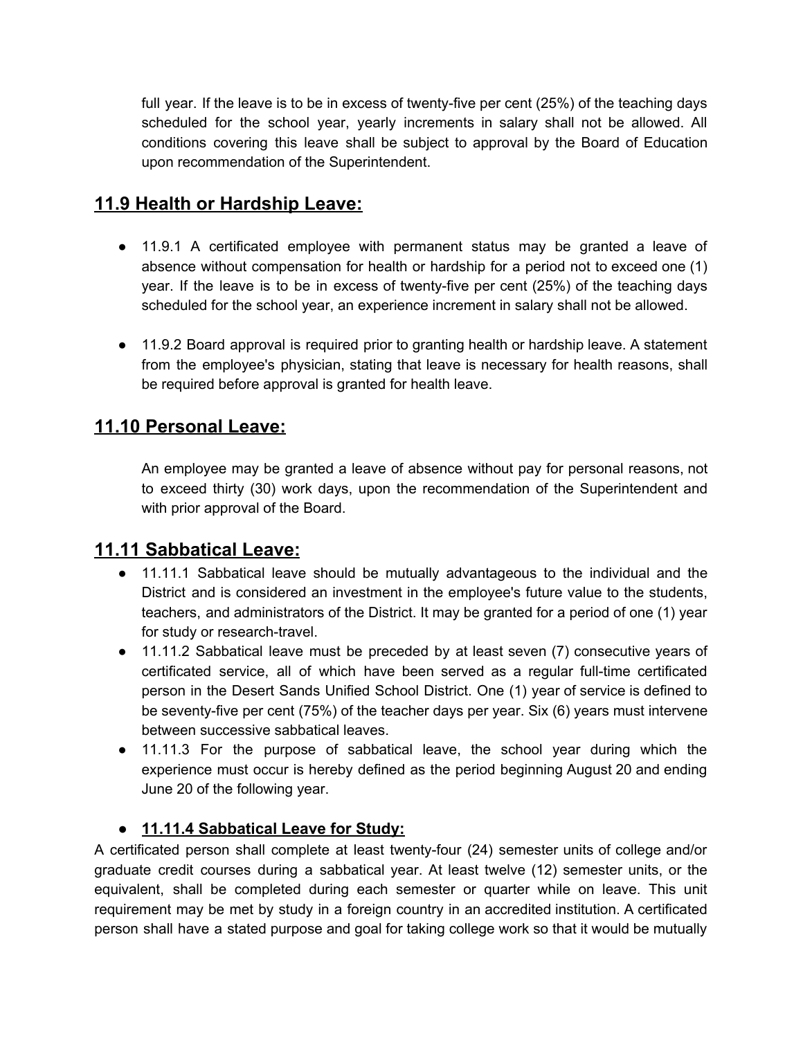full year. If the leave is to be in excess of twenty-five per cent (25%) of the teaching days scheduled for the school year, yearly increments in salary shall not be allowed. All conditions covering this leave shall be subject to approval by the Board of Education upon recommendation of the Superintendent.

## 11.9 Health or Hardship Leave:

- 11.9.1 A certificated employee with permanent status may be granted a leave of absence without compensation for health or hardship for a period not to exceed one (1) year. If the leave is to be in excess of twenty-five per cent (25%) of the teaching days scheduled for the school year, an experience increment in salary shall not be allowed.

- 11.9.2 Board approval is required prior to granting health or hardship leave. A statement from the employee's physician, stating that leave is necessary for health reasons, shall be required before approval is granted for health leave.

## 11.10 Personal Leave:

An employee may be granted a leave of absence without pay for personal reasons, not to exceed thirty (30) work days, upon the recommendation of the Superintendent and with prior approval of the Board.

## 11.11 Sabbatical Leave:

- 11.11.1 Sabbatical leave should be mutually advantageous to the individual and the District and is considered an investment in the employee's future value to the students, teachers, and administrators of the District. It may be granted for a period of one (1) year for study or research-travel.
- 11.11.2 Sabbatical leave must be preceded by at least seven (7) consecutive years of certificated service, all of which have been served as a regular full-time certificated person in the Desert Sands Unified School District. One (1) year of service is defined to be seventy-five per cent (75%) of the teacher days per year. Six (6) years must intervene between successive sabbatical leaves.
- 11.11.3 For the purpose of sabbatical leave, the school year during which the experience must occur is hereby defined as the period beginning August 20 and ending June 20 of the following year.

- **11.11.4 Sabbatical Leave for Study:**

A certificated person shall complete at least twenty-four (24) semester units of college and/or graduate credit courses during a sabbatical year. At least twelve (12) semester units, or the equivalent, shall be completed during each semester or quarter while on leave. This unit requirement may be met by study in a foreign country in an accredited institution. A certificated person shall have a stated purpose and goal for taking college work so that it would be mutually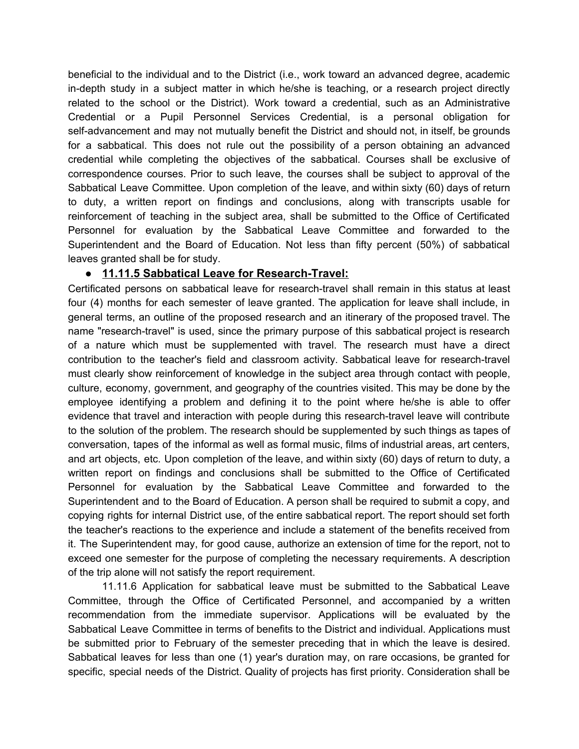beneficial to the individual and to the District (i.e., work toward an advanced degree, academic in-depth study in a subject matter in which he/she is teaching, or a research project directly related to the school or the District). Work toward a credential, such as an Administrative Credential or a Pupil Personnel Services Credential, is a personal obligation for self-advancement and may not mutually benefit the District and should not, in itself, be grounds for a sabbatical. This does not rule out the possibility of a person obtaining an advanced credential while completing the objectives of the sabbatical. Courses shall be exclusive of correspondence courses. Prior to such leave, the courses shall be subject to approval of the Sabbatical Leave Committee. Upon completion of the leave, and within sixty (60) days of return to duty, a written report on findings and conclusions, along with transcripts usable for reinforcement of teaching in the subject area, shall be submitted to the Office of Certificated Personnel for evaluation by the Sabbatical Leave Committee and forwarded to the Superintendent and the Board of Education. Not less than fifty percent (50%) of sabbatical leaves granted shall be for study.

- **11.11.5 Sabbatical Leave for Research-Travel:**

Certificated persons on sabbatical leave for research-travel shall remain in this status at least four (4) months for each semester of leave granted. The application for leave shall include, in general terms, an outline of the proposed research and an itinerary of the proposed travel. The name "research-travel" is used, since the primary purpose of this sabbatical project is research of a nature which must be supplemented with travel. The research must have a direct contribution to the teacher's field and classroom activity. Sabbatical leave for research-travel must clearly show reinforcement of knowledge in the subject area through contact with people, culture, economy, government, and geography of the countries visited. This may be done by the employee identifying a problem and defining it to the point where he/she is able to offer evidence that travel and interaction with people during this research-travel leave will contribute to the solution of the problem. The research should be supplemented by such things as tapes of conversation, tapes of the informal as well as formal music, films of industrial areas, art centers, and art objects, etc. Upon completion of the leave, and within sixty (60) days of return to duty, a written report on findings and conclusions shall be submitted to the Office of Certificated Personnel for evaluation by the Sabbatical Leave Committee and forwarded to the Superintendent and to the Board of Education. A person shall be required to submit a copy, and copying rights for internal District use, of the entire sabbatical report. The report should set forth the teacher's reactions to the experience and include a statement of the benefits received from it. The Superintendent may, for good cause, authorize an extension of time for the report, not to exceed one semester for the purpose of completing the necessary requirements. A description of the trip alone will not satisfy the report requirement.

11.11.6 Application for sabbatical leave must be submitted to the Sabbatical Leave Committee, through the Office of Certificated Personnel, and accompanied by a written recommendation from the immediate supervisor. Applications will be evaluated by the Sabbatical Leave Committee in terms of benefits to the District and individual. Applications must be submitted prior to February of the semester preceding that in which the leave is desired. Sabbatical leaves for less than one (1) year's duration may, on rare occasions, be granted for specific, special needs of the District. Quality of projects has first priority. Consideration shall be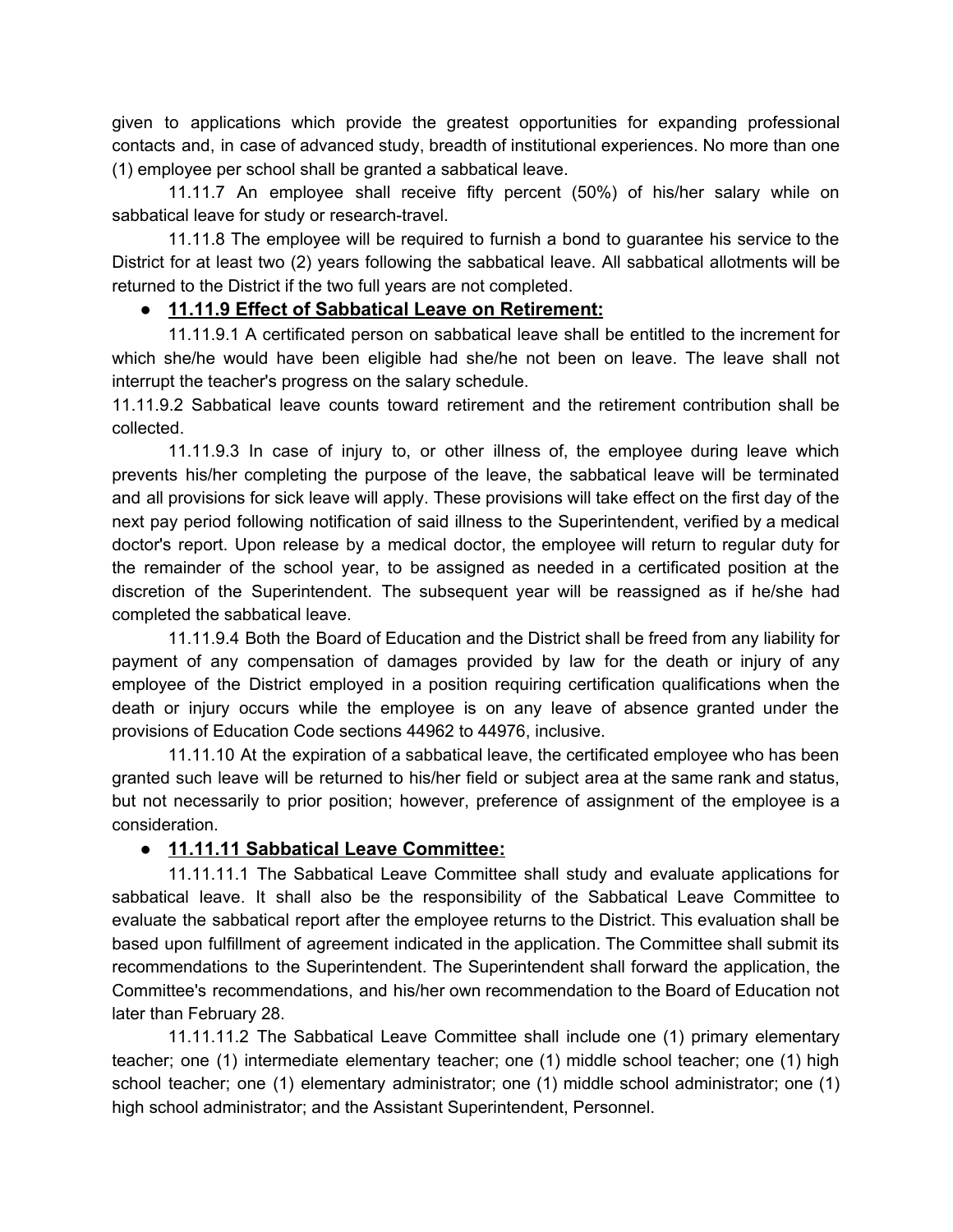given to applications which provide the greatest opportunities for expanding professional contacts and, in case of advanced study, breadth of institutional experiences. No more than one (1) employee per school shall be granted a sabbatical leave.

11.11.7 An employee shall receive fifty percent (50%) of his/her salary while on sabbatical leave for study or research-travel.

11.11.8 The employee will be required to furnish a bond to guarantee his service to the District for at least two (2) years following the sabbatical leave. All sabbatical allotments will be returned to the District if the two full years are not completed.

- **11.11.9 Effect of Sabbatical Leave on Retirement:**

11.11.9.1 A certificated person on sabbatical leave shall be entitled to the increment for which she/he would have been eligible had she/he not been on leave. The leave shall not interrupt the teacher's progress on the salary schedule.

11.11.9.2 Sabbatical leave counts toward retirement and the retirement contribution shall be collected.

11.11.9.3 In case of injury to, or other illness of, the employee during leave which prevents his/her completing the purpose of the leave, the sabbatical leave will be terminated and all provisions for sick leave will apply. These provisions will take effect on the first day of the next pay period following notification of said illness to the Superintendent, verified by a medical doctor's report. Upon release by a medical doctor, the employee will return to regular duty for the remainder of the school year, to be assigned as needed in a certificated position at the discretion of the Superintendent. The subsequent year will be reassigned as if he/she had completed the sabbatical leave.

11.11.9.4 Both the Board of Education and the District shall be freed from any liability for payment of any compensation of damages provided by law for the death or injury of any employee of the District employed in a position requiring certification qualifications when the death or injury occurs while the employee is on any leave of absence granted under the provisions of Education Code sections 44962 to 44976, inclusive.

11.11.10 At the expiration of a sabbatical leave, the certificated employee who has been granted such leave will be returned to his/her field or subject area at the same rank and status, but not necessarily to prior position; however, preference of assignment of the employee is a consideration.

- **11.11.11 Sabbatical Leave Committee:**

11.11.11.1 The Sabbatical Leave Committee shall study and evaluate applications for sabbatical leave. It shall also be the responsibility of the Sabbatical Leave Committee to evaluate the sabbatical report after the employee returns to the District. This evaluation shall be based upon fulfillment of agreement indicated in the application. The Committee shall submit its recommendations to the Superintendent. The Superintendent shall forward the application, the Committee's recommendations, and his/her own recommendation to the Board of Education not later than February 28.

11.11.11.2 The Sabbatical Leave Committee shall include one (1) primary elementary teacher; one (1) intermediate elementary teacher; one (1) middle school teacher; one (1) high school teacher; one (1) elementary administrator; one (1) middle school administrator; one (1) high school administrator; and the Assistant Superintendent, Personnel.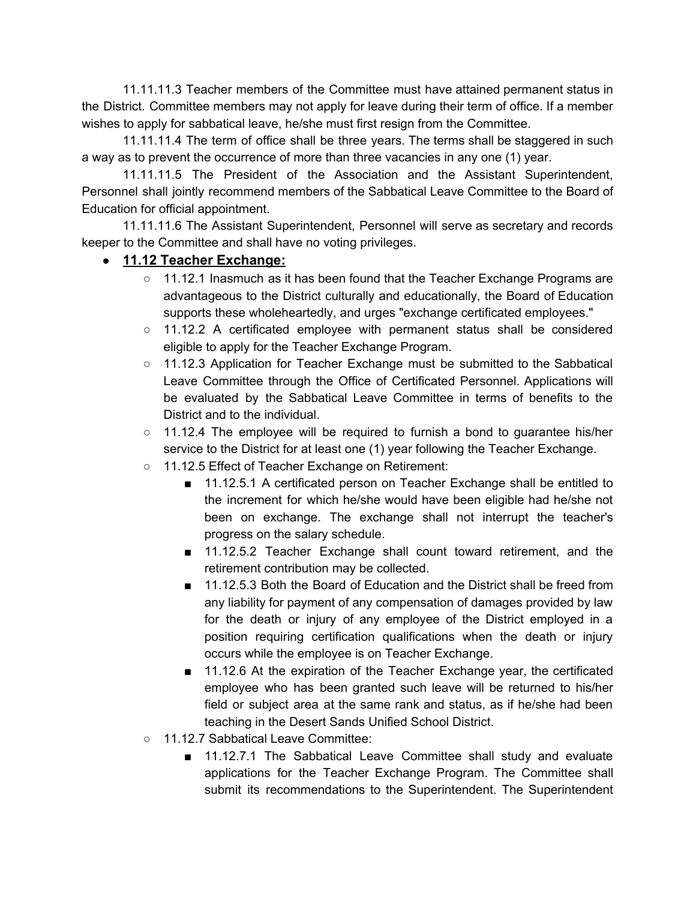11.11.11.3 Teacher members of the Committee must have attained permanent status in the District. Committee members may not apply for leave during their term of office. If a member wishes to apply for sabbatical leave, he/she must first resign from the Committee.

11.11.11.4 The term of office shall be three years. The terms shall be staggered in such a way as to prevent the occurrence of more than three vacancies in any one (1) year.

11.11.11.5 The President of the Association and the Assistant Superintendent, Personnel shall jointly recommend members of the Sabbatical Leave Committee to the Board of Education for official appointment.

11.11.11.6 The Assistant Superintendent, Personnel will serve as secretary and records keeper to the Committee and shall have no voting privileges.

- **11.12 Teacher Exchange:**
  - 11.12.1 Inasmuch as it has been found that the Teacher Exchange Programs are advantageous to the District culturally and educationally, the Board of Education supports these wholeheartedly, and urges "exchange certificated employees."
  - 11.12.2 A certificated employee with permanent status shall be considered eligible to apply for the Teacher Exchange Program.
  - 11.12.3 Application for Teacher Exchange must be submitted to the Sabbatical Leave Committee through the Office of Certificated Personnel. Applications will be evaluated by the Sabbatical Leave Committee in terms of benefits to the District and to the individual.
  - 11.12.4 The employee will be required to furnish a bond to guarantee his/her service to the District for at least one (1) year following the Teacher Exchange.
  - 11.12.5 Effect of Teacher Exchange on Retirement:
    - 11.12.5.1 A certificated person on Teacher Exchange shall be entitled to the increment for which he/she would have been eligible had he/she not been on exchange. The exchange shall not interrupt the teacher's progress on the salary schedule.
    - 11.12.5.2 Teacher Exchange shall count toward retirement, and the retirement contribution may be collected.
    - 11.12.5.3 Both the Board of Education and the District shall be freed from any liability for payment of any compensation of damages provided by law for the death or injury of any employee of the District employed in a position requiring certification qualifications when the death or injury occurs while the employee is on Teacher Exchange.
    - 11.12.6 At the expiration of the Teacher Exchange year, the certificated employee who has been granted such leave will be returned to his/her field or subject area at the same rank and status, as if he/she had been teaching in the Desert Sands Unified School District.
  - 11.12.7 Sabbatical Leave Committee:
    - 11.12.7.1 The Sabbatical Leave Committee shall study and evaluate applications for the Teacher Exchange Program. The Committee shall submit its recommendations to the Superintendent. The Superintendent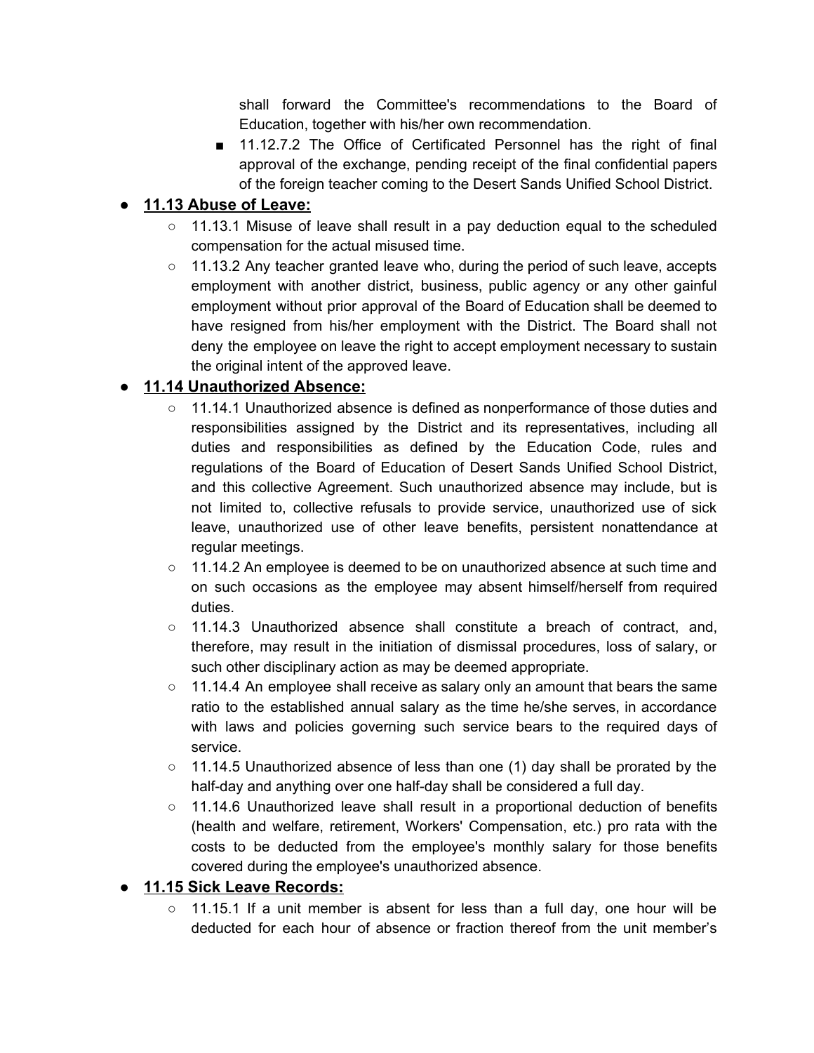shall forward the Committee's recommendations to the Board of Education, together with his/her own recommendation.

    - 11.12.7.2 The Office of Certificated Personnel has the right of final approval of the exchange, pending receipt of the final confidential papers of the foreign teacher coming to the Desert Sands Unified School District.

- **11.13 Abuse of Leave:**
  - 11.13.1 Misuse of leave shall result in a pay deduction equal to the scheduled compensation for the actual misused time.
  - 11.13.2 Any teacher granted leave who, during the period of such leave, accepts employment with another district, business, public agency or any other gainful employment without prior approval of the Board of Education shall be deemed to have resigned from his/her employment with the District. The Board shall not deny the employee on leave the right to accept employment necessary to sustain the original intent of the approved leave.
- **11.14 Unauthorized Absence:**
  - 11.14.1 Unauthorized absence is defined as nonperformance of those duties and responsibilities assigned by the District and its representatives, including all duties and responsibilities as defined by the Education Code, rules and regulations of the Board of Education of Desert Sands Unified School District, and this collective Agreement. Such unauthorized absence may include, but is not limited to, collective refusals to provide service, unauthorized use of sick leave, unauthorized use of other leave benefits, persistent nonattendance at regular meetings.
  - 11.14.2 An employee is deemed to be on unauthorized absence at such time and on such occasions as the employee may absent himself/herself from required duties.
  - 11.14.3 Unauthorized absence shall constitute a breach of contract, and, therefore, may result in the initiation of dismissal procedures, loss of salary, or such other disciplinary action as may be deemed appropriate.
  - 11.14.4 An employee shall receive as salary only an amount that bears the same ratio to the established annual salary as the time he/she serves, in accordance with laws and policies governing such service bears to the required days of service.
  - 11.14.5 Unauthorized absence of less than one (1) day shall be prorated by the half-day and anything over one half-day shall be considered a full day.
  - 11.14.6 Unauthorized leave shall result in a proportional deduction of benefits (health and welfare, retirement, Workers' Compensation, etc.) pro rata with the costs to be deducted from the employee's monthly salary for those benefits covered during the employee's unauthorized absence.
- **11.15 Sick Leave Records:**
  - 11.15.1 If a unit member is absent for less than a full day, one hour will be deducted for each hour of absence or fraction thereof from the unit member's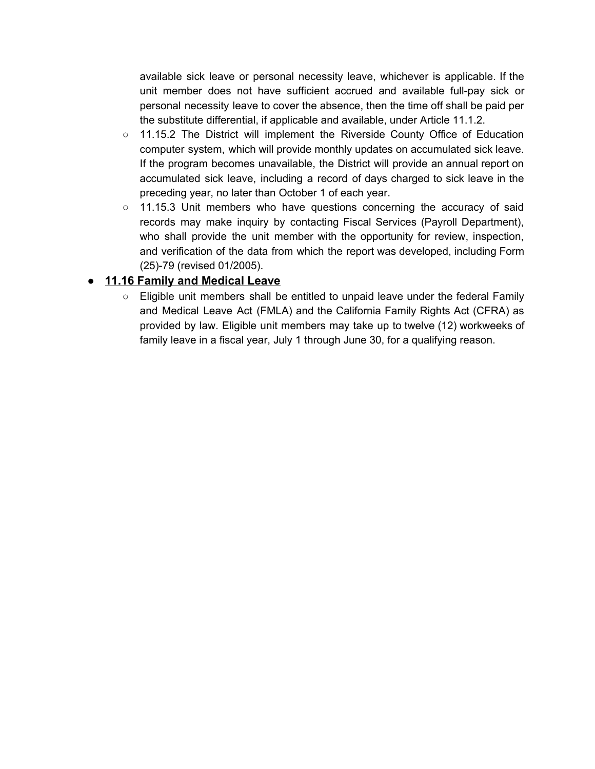available sick leave or personal necessity leave, whichever is applicable. If the unit member does not have sufficient accrued and available full-pay sick or personal necessity leave to cover the absence, then the time off shall be paid per the substitute differential, if applicable and available, under Article 11.1.2.

- 11.15.2 The District will implement the Riverside County Office of Education computer system, which will provide monthly updates on accumulated sick leave. If the program becomes unavailable, the District will provide an annual report on accumulated sick leave, including a record of days charged to sick leave in the preceding year, no later than October 1 of each year.
- 11.15.3 Unit members who have questions concerning the accuracy of said records may make inquiry by contacting Fiscal Services (Payroll Department), who shall provide the unit member with the opportunity for review, inspection, and verification of the data from which the report was developed, including Form (25)-79 (revised 01/2005).

- **11.16 Family and Medical Leave**
  - Eligible unit members shall be entitled to unpaid leave under the federal Family and Medical Leave Act (FMLA) and the California Family Rights Act (CFRA) as provided by law. Eligible unit members may take up to twelve (12) workweeks of family leave in a fiscal year, July 1 through June 30, for a qualifying reason.